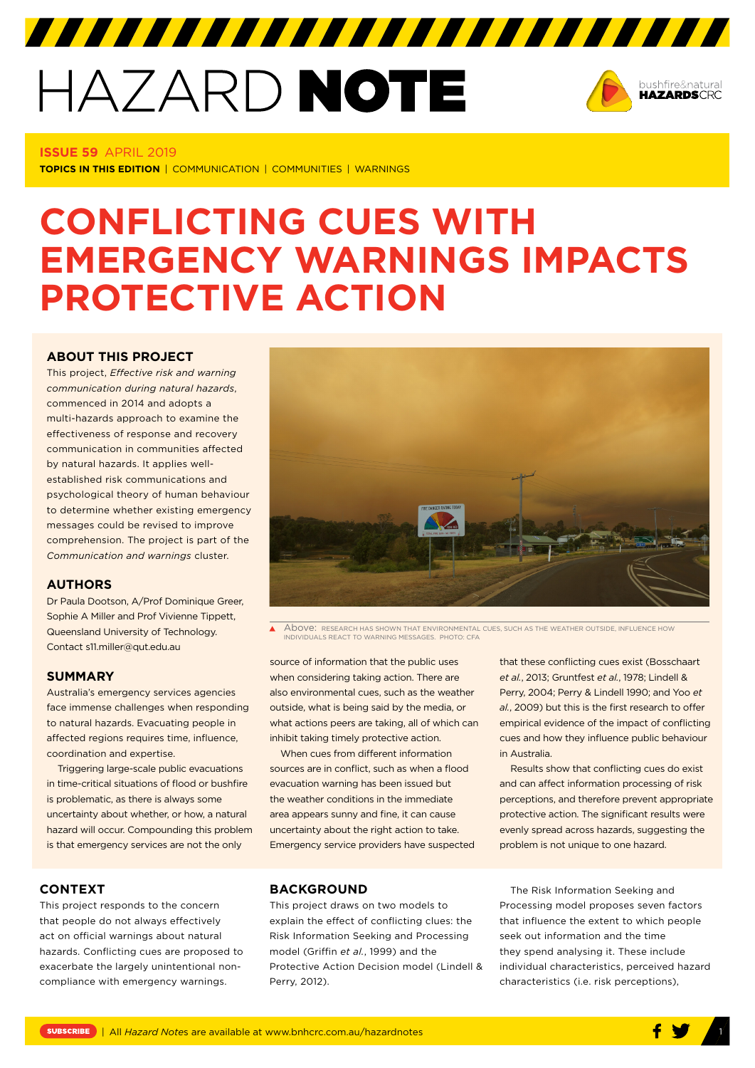# HAZARD NOTE

**ISSUE 59** APRIL 2019

**TOPICS IN THIS EDITION** | COMMUNICATION | COMMUNITIES | WARNINGS

# CONFLICTING CUES WITH EMERGENCY WARNINGS IMPACTS PROTECTIVE ACTION

## ABOUT THIS PROJECT

This project, *Effective risk and warning communication during natural hazards*, commenced in 2014 and adopts a multi-hazards approach to examine the effectiveness of response and recovery communication in communities affected by natural hazards. It applies well-established risk communications and psychological theory of human behaviour to determine whether existing emergency messages could be revised to improve comprehension. The project is part of the *Communication and warnings* cluster.

## AUTHORS

Dr Paula Dootson, A/Prof Dominique Greer, Sophie A Miller and Prof Vivienne Tippett, Queensland University of Technology. Contact s11.miller@qut.edu.au

Above: RESEARCH HAS SHOWN THAT ENVIRONMENTAL CUES, SUCH AS THE WEATHER OUTSIDE, INFLUENCE HOW INDIVIDUALS REACT TO WARNING MESSAGES. PHOTO: CFA

## SUMMARY

Australia's emergency services agencies face immense challenges when responding to natural hazards. Evacuating people in affected regions requires time, influence, coordination and expertise.

Triggering large-scale public evacuations in time-critical situations of flood or bushfire is problematic, as there is always some uncertainty about whether, or how, a natural hazard will occur. Compounding this problem is that emergency services are not the only source of information that the public uses when considering taking action. There are also environmental cues, such as the weather outside, what is being said by the media, or what actions peers are taking, all of which can inhibit taking timely protective action.

When cues from different information sources are in conflict, such as when a flood evacuation warning has been issued but the weather conditions in the immediate area appears sunny and fine, it can cause uncertainty about the right action to take. Emergency service providers have suspected that these conflicting cues exist (Bosschaart *et al.*, 2013; Gruntfest *et al.*, 1978; Lindell & Perry, 2004; Perry & Lindell 1990; and Yoo *et al.*, 2009) but this is the first research to offer empirical evidence of the impact of conflicting cues and how they influence public behaviour in Australia.

Results show that conflicting cues do exist and can affect information processing of risk perceptions, and therefore prevent appropriate protective action. The significant results were evenly spread across hazards, suggesting the problem is not unique to one hazard.

## CONTEXT

This project responds to the concern that people do not always effectively act on official warnings about natural hazards. Conflicting cues are proposed to exacerbate the largely unintentional non-compliance with emergency warnings.

## BACKGROUND

This project draws on two models to explain the effect of conflicting clues: the Risk Information Seeking and Processing model (Griffin *et al.*, 1999) and the Protective Action Decision model (Lindell & Perry, 2012).

The Risk Information Seeking and Processing model proposes seven factors that influence the extent to which people seek out information and the time they spend analysing it. These include individual characteristics, perceived hazard characteristics (i.e. risk perceptions),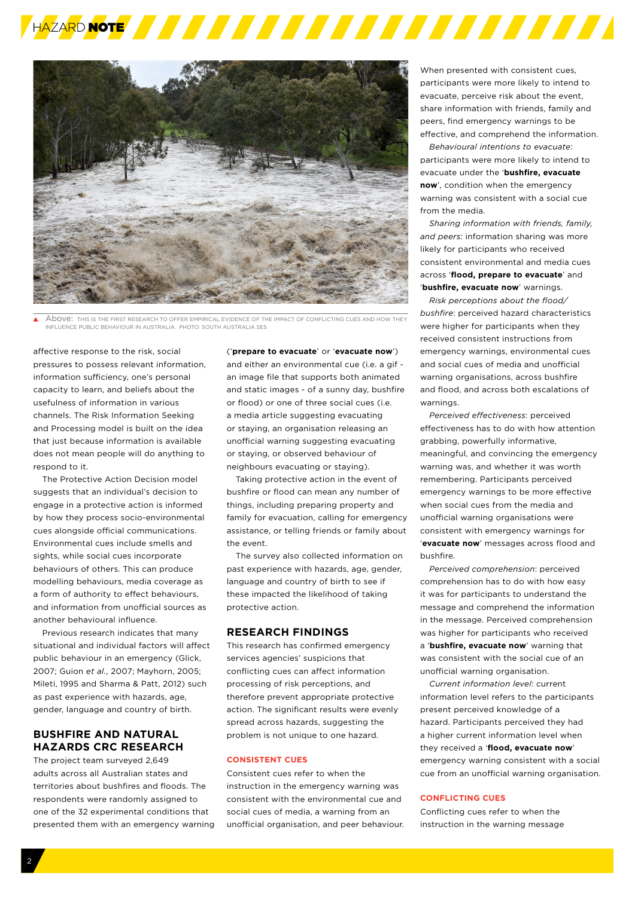Above: THIS IS THE FIRST RESEARCH TO OFFER EMPIRICAL EVIDENCE OF THE IMPACT OF CONFLICTING CUES AND HOW THEY INFLUENCE PUBLIC BEHAVIOUR IN AUSTRALIA. PHOTO: SOUTH AUSTRALIA SES

affective response to the risk, social pressures to possess relevant information, information sufficiency, one's personal capacity to learn, and beliefs about the usefulness of information in various channels. The Risk Information Seeking and Processing model is built on the idea that just because information is available does not mean people will do anything to respond to it.

The Protective Action Decision model suggests that an individual's decision to engage in a protective action is informed by how they process socio-environmental cues alongside official communications. Environmental cues include smells and sights, while social cues incorporate behaviours of others. This can produce modelling behaviours, media coverage as a form of authority to effect behaviours, and information from unofficial sources as another behavioural influence.

Previous research indicates that many situational and individual factors will affect public behaviour in an emergency (Glick, 2007; Guion *et al.*, 2007; Mayhorn, 2005; Mileti, 1995 and Sharma & Patt, 2012) such as past experience with hazards, age, gender, language and country of birth.

## BUSHFIRE AND NATURAL HAZARDS CRC RESEARCH

The project team surveyed 2,649 adults across all Australian states and territories about bushfires and floods. The respondents were randomly assigned to one of the 32 experimental conditions that presented them with an emergency warning ('**prepare to evacuate**' or '**evacuate now**') and either an environmental cue (i.e. a gif - an image file that supports both animated and static images - of a sunny day, bushfire or flood) or one of three social cues (i.e. a media article suggesting evacuating or staying, an organisation releasing an unofficial warning suggesting evacuating or staying, or observed behaviour of neighbours evacuating or staying).

Taking protective action in the event of bushfire or flood can mean any number of things, including preparing property and family for evacuation, calling for emergency assistance, or telling friends or family about the event.

The survey also collected information on past experience with hazards, age, gender, language and country of birth to see if these impacted the likelihood of taking protective action.

## RESEARCH FINDINGS

This research has confirmed emergency services agencies' suspicions that conflicting cues can affect information processing of risk perceptions, and therefore prevent appropriate protective action. The significant results were evenly spread across hazards, suggesting the problem is not unique to one hazard.

### CONSISTENT CUES

Consistent cues refer to when the instruction in the emergency warning was consistent with the environmental cue and social cues of media, a warning from an unofficial organisation, and peer behaviour. When presented with consistent cues, participants were more likely to intend to evacuate, perceive risk about the event, share information with friends, family and peers, find emergency warnings to be effective, and comprehend the information.

*Behavioural intentions to evacuate*: participants were more likely to intend to evacuate under the '**bushfire, evacuate now**', condition when the emergency warning was consistent with a social cue from the media.

*Sharing information with friends, family, and peers*: information sharing was more likely for participants who received consistent environmental and media cues across '**flood, prepare to evacuate**' and '**bushfire, evacuate now**' warnings.

*Risk perceptions about the flood/ bushfire*: perceived hazard characteristics were higher for participants when they received consistent instructions from emergency warnings, environmental cues and social cues of media and unofficial warning organisations, across bushfire and flood, and across both escalations of warnings.

*Perceived effectiveness*: perceived effectiveness has to do with how attention grabbing, powerfully informative, meaningful, and convincing the emergency warning was, and whether it was worth remembering. Participants perceived emergency warnings to be more effective when social cues from the media and unofficial warning organisations were consistent with emergency warnings for '**evacuate now**' messages across flood and bushfire.

*Perceived comprehension*: perceived comprehension has to do with how easy it was for participants to understand the message and comprehend the information in the message. Perceived comprehension was higher for participants who received a '**bushfire, evacuate now**' warning that was consistent with the social cue of an unofficial warning organisation.

*Current information level*: current information level refers to the participants present perceived knowledge of a hazard. Participants perceived they had a higher current information level when they received a '**flood, evacuate now**' emergency warning consistent with a social cue from an unofficial warning organisation.

### CONFLICTING CUES

Conflicting cues refer to when the instruction in the warning message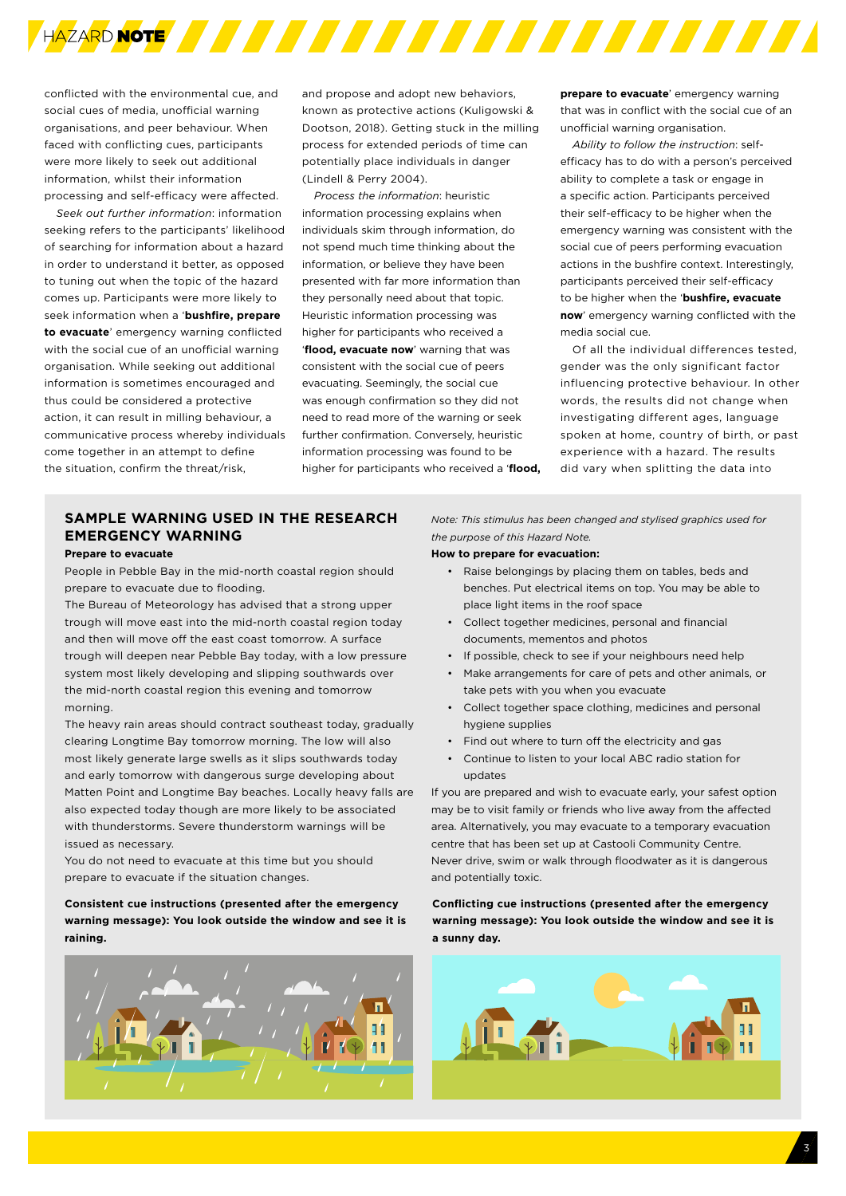conflicted with the environmental cue, and social cues of media, unofficial warning organisations, and peer behaviour. When faced with conflicting cues, participants were more likely to seek out additional information, whilst their information processing and self-efficacy were affected.

*Seek out further information*: information seeking refers to the participants' likelihood of searching for information about a hazard in order to understand it better, as opposed to tuning out when the topic of the hazard comes up. Participants were more likely to seek information when a '**bushfire, prepare to evacuate**' emergency warning conflicted with the social cue of an unofficial warning organisation. While seeking out additional information is sometimes encouraged and thus could be considered a protective action, it can result in milling behaviour, a communicative process whereby individuals come together in an attempt to define the situation, confirm the threat/risk, and propose and adopt new behaviors, known as protective actions (Kuligowski & Dootson, 2018). Getting stuck in the milling process for extended periods of time can potentially place individuals in danger (Lindell & Perry 2004).

*Process the information*: heuristic information processing explains when individuals skim through information, do not spend much time thinking about the information, or believe they have been presented with far more information than they personally need about that topic. Heuristic information processing was higher for participants who received a '**flood, evacuate now**' warning that was consistent with the social cue of peers evacuating. Seemingly, the social cue was enough confirmation so they did not need to read more of the warning or seek further confirmation. Conversely, heuristic information processing was found to be higher for participants who received a '**flood, prepare to evacuate**' emergency warning that was in conflict with the social cue of an unofficial warning organisation.

*Ability to follow the instruction*: self-efficacy has to do with a person's perceived ability to complete a task or engage in a specific action. Participants perceived their self-efficacy to be higher when the emergency warning was consistent with the social cue of peers performing evacuation actions in the bushfire context. Interestingly, participants perceived their self-efficacy to be higher when the '**bushfire, evacuate now**' emergency warning conflicted with the media social cue.

Of all the individual differences tested, gender was the only significant factor influencing protective behaviour. In other words, the results did not change when investigating different ages, language spoken at home, country of birth, or past experience with a hazard. The results did vary when splitting the data into

## SAMPLE WARNING USED IN THE RESEARCH

## EMERGENCY WARNING

**Prepare to evacuate**

People in Pebble Bay in the mid-north coastal region should prepare to evacuate due to flooding.

The Bureau of Meteorology has advised that a strong upper trough will move east into the mid-north coastal region today and then will move off the east coast tomorrow. A surface trough will deepen near Pebble Bay today, with a low pressure system most likely developing and slipping southwards over the mid-north coastal region this evening and tomorrow morning.

The heavy rain areas should contract southeast today, gradually clearing Longtime Bay tomorrow morning. The low will also most likely generate large swells as it slips southwards today and early tomorrow with dangerous surge developing about Matten Point and Longtime Bay beaches. Locally heavy falls are also expected today though are more likely to be associated with thunderstorms. Severe thunderstorm warnings will be issued as necessary.

You do not need to evacuate at this time but you should prepare to evacuate if the situation changes.

*Note: This stimulus has been changed and stylised graphics used for the purpose of this Hazard Note.*

**How to prepare for evacuation:**

- Raise belongings by placing them on tables, beds and benches. Put electrical items on top. You may be able to place light items in the roof space
- Collect together medicines, personal and financial documents, mementos and photos
- If possible, check to see if your neighbours need help
- Make arrangements for care of pets and other animals, or take pets with you when you evacuate
- Collect together space clothing, medicines and personal hygiene supplies
- Find out where to turn off the electricity and gas
- Continue to listen to your local ABC radio station for updates

If you are prepared and wish to evacuate early, your safest option may be to visit family or friends who live away from the affected area. Alternatively, you may evacuate to a temporary evacuation centre that has been set up at Castooli Community Centre.

Never drive, swim or walk through floodwater as it is dangerous and potentially toxic.

**Consistent cue instructions (presented after the emergency warning message): You look outside the window and see it is raining.**

**Conflicting cue instructions (presented after the emergency warning message): You look outside the window and see it is a sunny day.**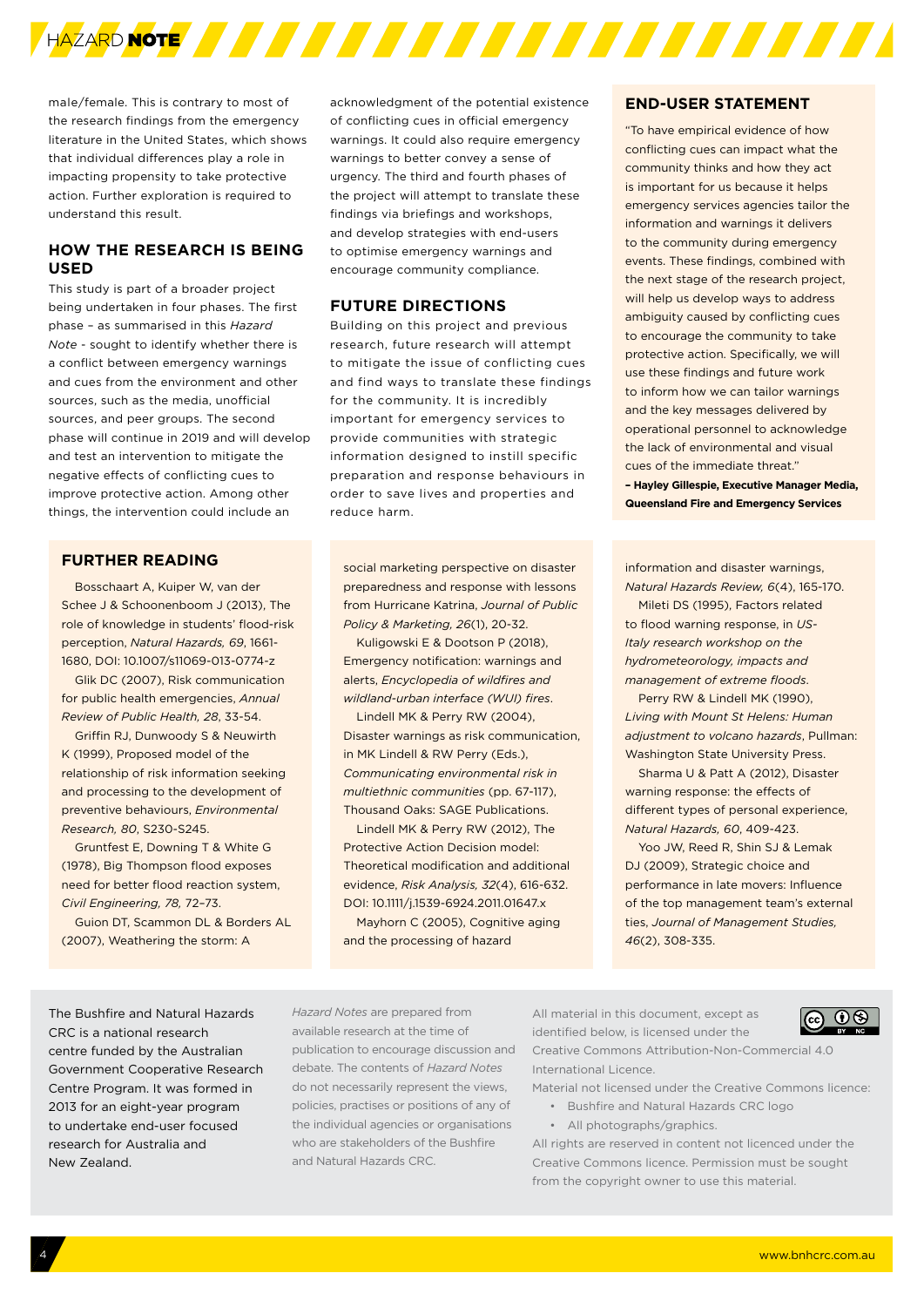male/female. This is contrary to most of the research findings from the emergency literature in the United States, which shows that individual differences play a role in impacting propensity to take protective action. Further exploration is required to understand this result.

## HOW THE RESEARCH IS BEING USED

This study is part of a broader project being undertaken in four phases. The first phase – as summarised in this *Hazard Note* - sought to identify whether there is a conflict between emergency warnings and cues from the environment and other sources, such as the media, unofficial sources, and peer groups. The second phase will continue in 2019 and will develop and test an intervention to mitigate the negative effects of conflicting cues to improve protective action. Among other things, the intervention could include an acknowledgment of the potential existence of conflicting cues in official emergency warnings. It could also require emergency warnings to better convey a sense of urgency. The third and fourth phases of the project will attempt to translate these findings via briefings and workshops, and develop strategies with end-users to optimise emergency warnings and encourage community compliance.

## FUTURE DIRECTIONS

Building on this project and previous research, future research will attempt to mitigate the issue of conflicting cues and find ways to translate these findings for the community. It is incredibly important for emergency services to provide communities with strategic information designed to instill specific preparation and response behaviours in order to save lives and properties and reduce harm.

## END-USER STATEMENT

"To have empirical evidence of how conflicting cues can impact what the community thinks and how they act is important for us because it helps emergency services agencies tailor the information and warnings it delivers to the community during emergency events. These findings, combined with the next stage of the research project, will help us develop ways to address ambiguity caused by conflicting cues to encourage the community to take protective action. Specifically, we will use these findings and future work to inform how we can tailor warnings and the key messages delivered by operational personnel to acknowledge the lack of environmental and visual cues of the immediate threat."

**– Hayley Gillespie, Executive Manager Media, Queensland Fire and Emergency Services**

## FURTHER READING

Bosschaart A, Kuiper W, van der Schee J & Schoonenboom J (2013), The role of knowledge in students' flood-risk perception, *Natural Hazards, 69*, 1661-1680, DOI: 10.1007/s11069-013-0774-z

Glik DC (2007), Risk communication for public health emergencies, *Annual Review of Public Health, 28*, 33-54.

Griffin RJ, Dunwoody S & Neuwirth K (1999), Proposed model of the relationship of risk information seeking and processing to the development of preventive behaviours, *Environmental Research, 80*, S230-S245.

Gruntfest E, Downing T & White G (1978), Big Thompson flood exposes need for better flood reaction system, *Civil Engineering, 78,* 72–73.

Guion DT, Scammon DL & Borders AL (2007), Weathering the storm: A social marketing perspective on disaster preparedness and response with lessons from Hurricane Katrina, *Journal of Public Policy & Marketing, 26*(1), 20-32.

Kuligowski E & Dootson P (2018), Emergency notification: warnings and alerts, *Encyclopedia of wildfires and wildland-urban interface (WUI) fires*.

Lindell MK & Perry RW (2004), Disaster warnings as risk communication, in MK Lindell & RW Perry (Eds.), *Communicating environmental risk in multiethnic communities* (pp. 67-117), Thousand Oaks: SAGE Publications.

Lindell MK & Perry RW (2012), The Protective Action Decision model: Theoretical modification and additional evidence, *Risk Analysis, 32*(4), 616-632. DOI: 10.1111/j.1539-6924.2011.01647.x

Mayhorn C (2005), Cognitive aging and the processing of hazard information and disaster warnings, *Natural Hazards Review, 6*(4), 165-170.

Mileti DS (1995), Factors related to flood warning response, in *US-Italy research workshop on the hydrometeorology, impacts and management of extreme floods*.

Perry RW & Lindell MK (1990), *Living with Mount St Helens: Human adjustment to volcano hazards*, Pullman: Washington State University Press.

Sharma U & Patt A (2012), Disaster warning response: the effects of different types of personal experience, *Natural Hazards, 60*, 409-423.

Yoo JW, Reed R, Shin SJ & Lemak DJ (2009), Strategic choice and performance in late movers: Influence of the top management team's external ties, *Journal of Management Studies, 46*(2), 308-335.

The Bushfire and Natural Hazards CRC is a national research centre funded by the Australian Government Cooperative Research Centre Program. It was formed in 2013 for an eight-year program to undertake end-user focused research for Australia and New Zealand.

*Hazard Notes* are prepared from available research at the time of publication to encourage discussion and debate. The contents of *Hazard Notes* do not necessarily represent the views, policies, practises or positions of any of the individual agencies or organisations who are stakeholders of the Bushfire and Natural Hazards CRC.

All material in this document, except as identified below, is licensed under the Creative Commons Attribution-Non-Commercial 4.0 International Licence.

Material not licensed under the Creative Commons licence:

- Bushfire and Natural Hazards CRC logo
- All photographs/graphics.

All rights are reserved in content not licenced under the Creative Commons licence. Permission must be sought from the copyright owner to use this material.